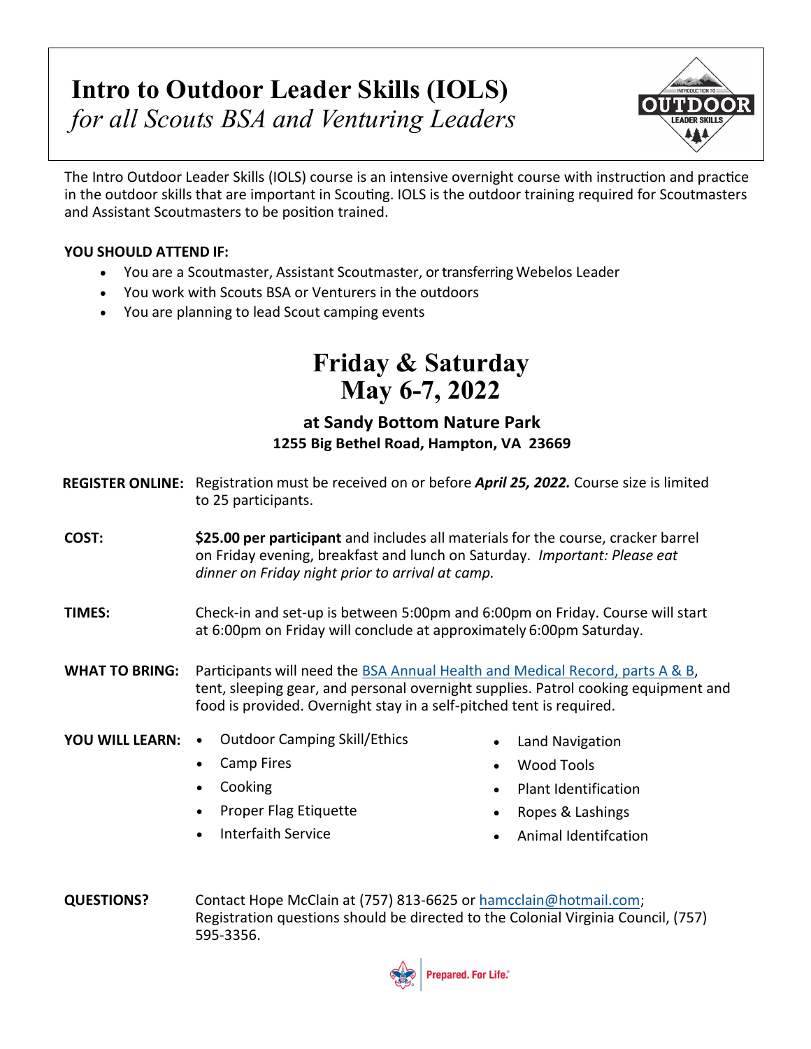# Intro to Outdoor Leader Skills (IOLS)

*for all Scouts BSA and Venturing Leaders*

The Intro Outdoor Leader Skills (IOLS) course is an intensive overnight course with instruction and practice in the outdoor skills that are important in Scouting. IOLS is the outdoor training required for Scoutmasters and Assistant Scoutmasters to be position trained.

**YOU SHOULD ATTEND IF:**

- You are a Scoutmaster, Assistant Scoutmaster, or transferring Webelos Leader
- You work with Scouts BSA or Venturers in the outdoors
- You are planning to lead Scout camping events

## Friday & Saturday
## May 6-7, 2022

### at Sandy Bottom Nature Park

**1255 Big Bethel Road, Hampton, VA 23669**

**REGISTER ONLINE:** Registration must be received on or before ***April 25, 2022.*** Course size is limited to 25 participants.

**COST:** **$25.00 per participant** and includes all materials for the course, cracker barrel on Friday evening, breakfast and lunch on Saturday. *Important: Please eat dinner on Friday night prior to arrival at camp.*

**TIMES:** Check-in and set-up is between 5:00pm and 6:00pm on Friday. Course will start at 6:00pm on Friday will conclude at approximately 6:00pm Saturday.

**WHAT TO BRING:** Participants will need the BSA Annual Health and Medical Record, parts A & B, tent, sleeping gear, and personal overnight supplies. Patrol cooking equipment and food is provided. Overnight stay in a self-pitched tent is required.

**YOU WILL LEARN:**

- Outdoor Camping Skill/Ethics
- Camp Fires
- Cooking
- Proper Flag Etiquette
- Interfaith Service
- Land Navigation
- Wood Tools
- Plant Identification
- Ropes & Lashings
- Animal Identifcation

**QUESTIONS?** Contact Hope McClain at (757) 813-6625 or hamcclain@hotmail.com; Registration questions should be directed to the Colonial Virginia Council, (757) 595-3356.

Prepared. For Life.®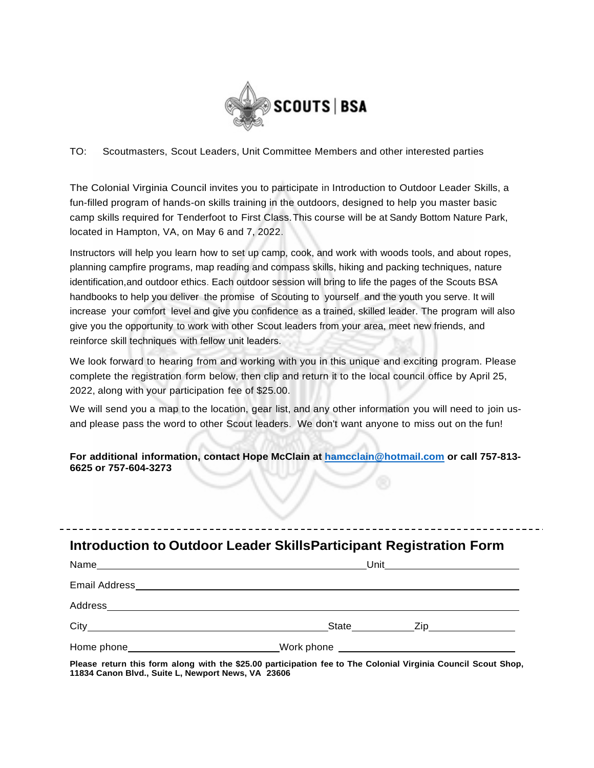SCOUTS | BSA

TO: Scoutmasters, Scout Leaders, Unit Committee Members and other interested parties

The Colonial Virginia Council invites you to participate in Introduction to Outdoor Leader Skills, a fun-filled program of hands-on skills training in the outdoors, designed to help you master basic camp skills required for Tenderfoot to First Class. This course will be at Sandy Bottom Nature Park, located in Hampton, VA, on May 6 and 7, 2022.

Instructors will help you learn how to set up camp, cook, and work with woods tools, and about ropes, planning campfire programs, map reading and compass skills, hiking and packing techniques, nature identification, and outdoor ethics. Each outdoor session will bring to life the pages of the Scouts BSA handbooks to help you deliver the promise of Scouting to yourself and the youth you serve. It will increase your comfort level and give you confidence as a trained, skilled leader. The program will also give you the opportunity to work with other Scout leaders from your area, meet new friends, and reinforce skill techniques with fellow unit leaders.

We look forward to hearing from and working with you in this unique and exciting program. Please complete the registration form below, then clip and return it to the local council office by April 25, 2022, along with your participation fee of $25.00.

We will send you a map to the location, gear list, and any other information you will need to join us- and please pass the word to other Scout leaders. We don't want anyone to miss out on the fun!

**For additional information, contact Hope McClain at hamcclain@hotmail.com or call 757-813-6625 or 757-604-3273**

---

## Introduction to Outdoor Leader SkillsParticipant Registration Form

Name\_\_\_\_\_\_\_\_\_\_\_\_\_\_\_\_\_\_\_\_\_\_\_\_\_\_\_\_\_\_\_\_\_\_\_\_\_\_\_\_ Unit\_\_\_\_\_\_\_\_\_\_\_\_\_\_\_\_\_\_\_\_

Email Address\_\_\_\_\_\_\_\_\_\_\_\_\_\_\_\_\_\_\_\_\_\_\_\_\_\_\_\_\_\_\_\_\_\_\_\_\_\_\_\_\_\_\_\_\_\_\_\_\_\_\_\_

Address\_\_\_\_\_\_\_\_\_\_\_\_\_\_\_\_\_\_\_\_\_\_\_\_\_\_\_\_\_\_\_\_\_\_\_\_\_\_\_\_\_\_\_\_\_\_\_\_\_\_\_\_\_\_\_\_\_\_\_

City\_\_\_\_\_\_\_\_\_\_\_\_\_\_\_\_\_\_\_\_\_\_\_\_\_\_\_\_\_\_\_\_\_\_\_\_\_\_ State\_\_\_\_\_\_\_\_\_ Zip\_\_\_\_\_\_\_\_\_\_\_\_\_

Home phone\_\_\_\_\_\_\_\_\_\_\_\_\_\_\_\_\_\_\_\_\_\_\_ Work phone \_\_\_\_\_\_\_\_\_\_\_\_\_\_\_\_\_\_\_\_\_\_\_\_\_\_\_

**Please return this form along with the $25.00 participation fee to The Colonial Virginia Council Scout Shop, 11834 Canon Blvd., Suite L, Newport News, VA 23606**